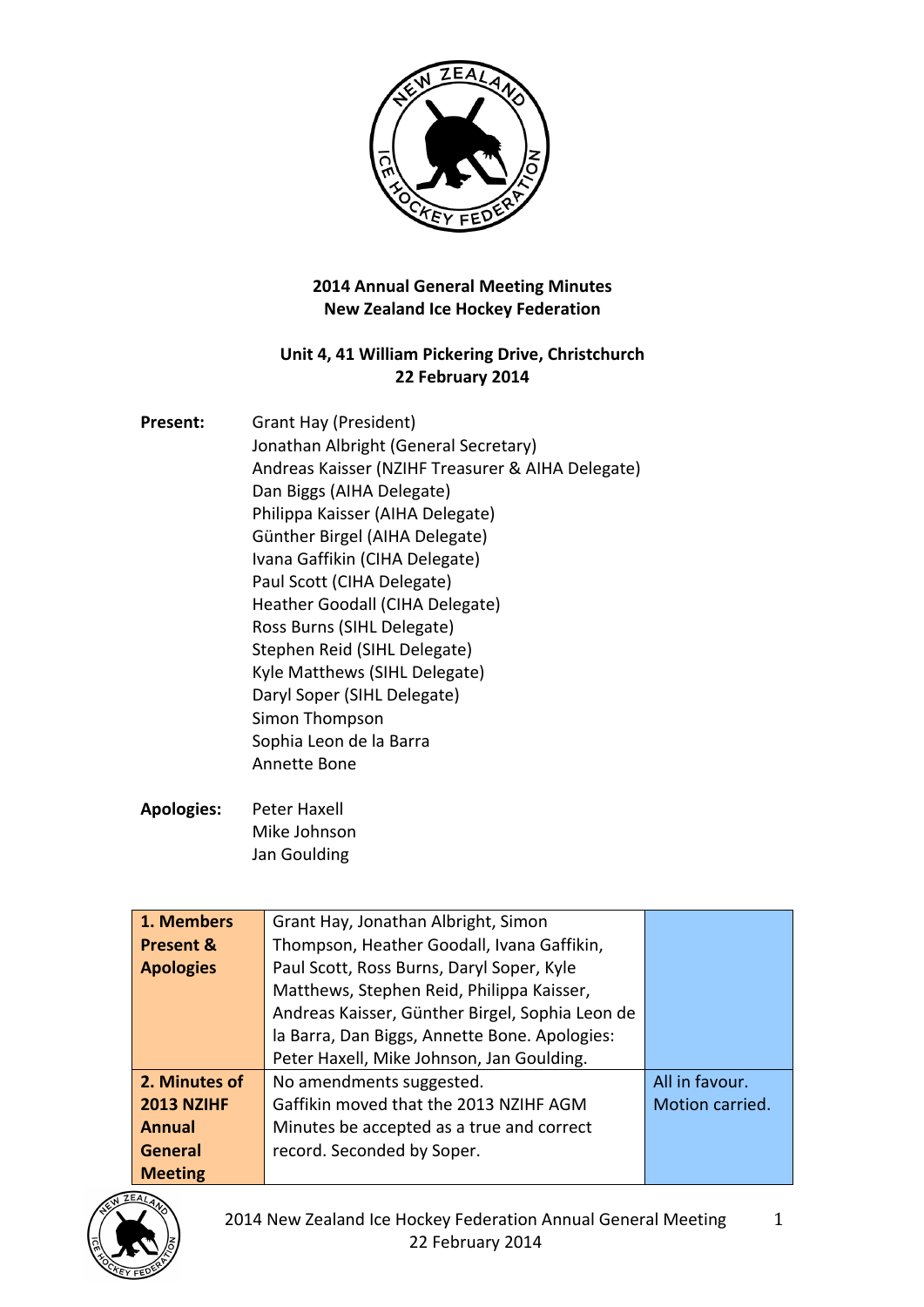**2014 Annual General Meeting Minutes**
**New Zealand Ice Hockey Federation**

**Unit 4, 41 William Pickering Drive, Christchurch**
**22 February 2014**

**Present:**
Grant Hay (President)
Jonathan Albright (General Secretary)
Andreas Kaisser (NZIHF Treasurer & AIHA Delegate)
Dan Biggs (AIHA Delegate)
Philippa Kaisser (AIHA Delegate)
Günther Birgel (AIHA Delegate)
Ivana Gaffikin (CIHA Delegate)
Paul Scott (CIHA Delegate)
Heather Goodall (CIHA Delegate)
Ross Burns (SIHL Delegate)
Stephen Reid (SIHL Delegate)
Kyle Matthews (SIHL Delegate)
Daryl Soper (SIHL Delegate)
Simon Thompson
Sophia Leon de la Barra
Annette Bone

**Apologies:**
Peter Haxell
Mike Johnson
Jan Goulding

| | | |
|---|---|---|
| **1. Members Present & Apologies** | Grant Hay, Jonathan Albright, Simon Thompson, Heather Goodall, Ivana Gaffikin, Paul Scott, Ross Burns, Daryl Soper, Kyle Matthews, Stephen Reid, Philippa Kaisser, Andreas Kaisser, Günther Birgel, Sophia Leon de la Barra, Dan Biggs, Annette Bone. Apologies: Peter Haxell, Mike Johnson, Jan Goulding. | |
| **2. Minutes of 2013 NZIHF Annual General Meeting** | No amendments suggested. Gaffikin moved that the 2013 NZIHF AGM Minutes be accepted as a true and correct record. Seconded by Soper. | All in favour. Motion carried. |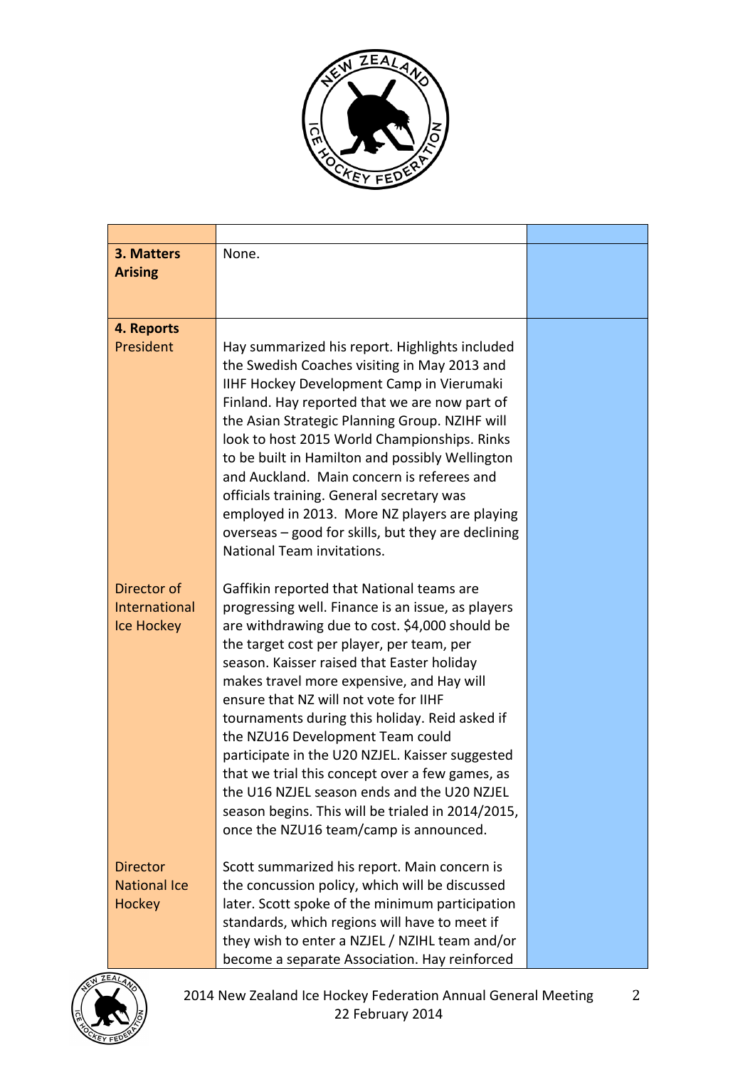| | | |
|---|---|---|
| **3. Matters Arising** | None. | |
| **4. Reports**<br>President | Hay summarized his report. Highlights included the Swedish Coaches visiting in May 2013 and IIHF Hockey Development Camp in Vierumaki Finland. Hay reported that we are now part of the Asian Strategic Planning Group. NZIHF will look to host 2015 World Championships. Rinks to be built in Hamilton and possibly Wellington and Auckland. Main concern is referees and officials training. General secretary was employed in 2013. More NZ players are playing overseas – good for skills, but they are declining National Team invitations. | |
| Director of International Ice Hockey | Gaffikin reported that National teams are progressing well. Finance is an issue, as players are withdrawing due to cost. $4,000 should be the target cost per player, per team, per season. Kaisser raised that Easter holiday makes travel more expensive, and Hay will ensure that NZ will not vote for IIHF tournaments during this holiday. Reid asked if the NZU16 Development Team could participate in the U20 NZJEL. Kaisser suggested that we trial this concept over a few games, as the U16 NZJEL season ends and the U20 NZJEL season begins. This will be trialed in 2014/2015, once the NZU16 team/camp is announced. | |
| Director National Ice Hockey | Scott summarized his report. Main concern is the concussion policy, which will be discussed later. Scott spoke of the minimum participation standards, which regions will have to meet if they wish to enter a NZJEL / NZIHL team and/or become a separate Association. Hay reinforced | |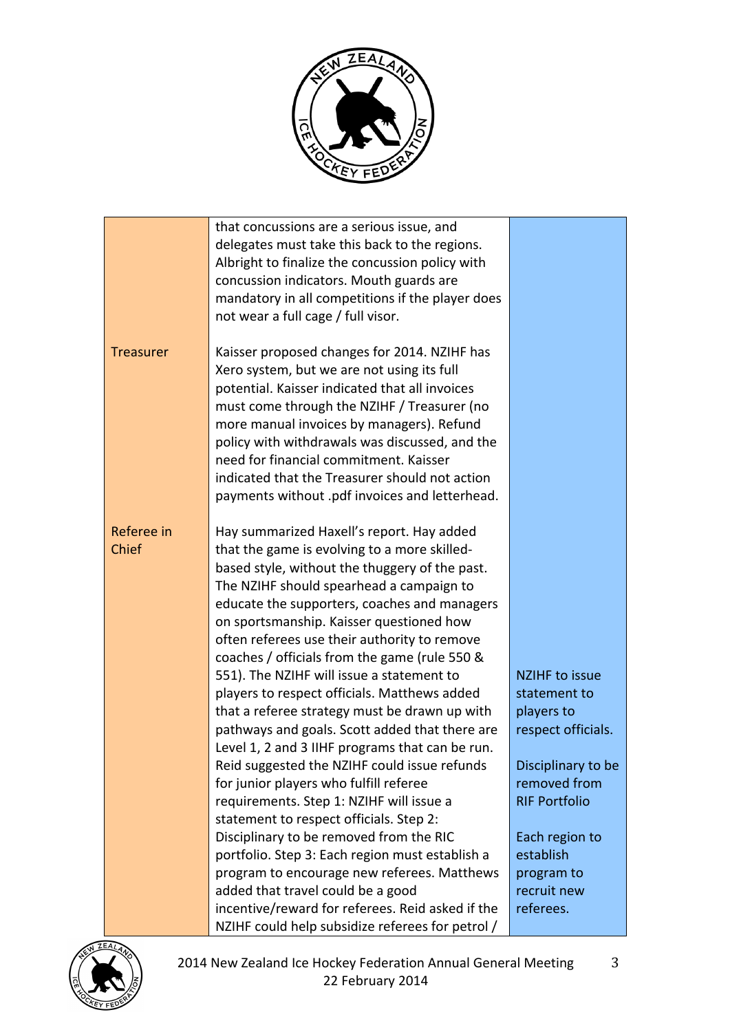|  |  |  |
|---|---|---|
|  | that concussions are a serious issue, and delegates must take this back to the regions. Albright to finalize the concussion policy with concussion indicators. Mouth guards are mandatory in all competitions if the player does not wear a full cage / full visor. |  |
| Treasurer | Kaisser proposed changes for 2014. NZIHF has Xero system, but we are not using its full potential. Kaisser indicated that all invoices must come through the NZIHF / Treasurer (no more manual invoices by managers). Refund policy with withdrawals was discussed, and the need for financial commitment. Kaisser indicated that the Treasurer should not action payments without .pdf invoices and letterhead. |  |
| Referee in Chief | Hay summarized Haxell's report. Hay added that the game is evolving to a more skilled-based style, without the thuggery of the past. The NZIHF should spearhead a campaign to educate the supporters, coaches and managers on sportsmanship. Kaisser questioned how often referees use their authority to remove coaches / officials from the game (rule 550 & 551). The NZIHF will issue a statement to players to respect officials. Matthews added that a referee strategy must be drawn up with pathways and goals. Scott added that there are Level 1, 2 and 3 IIHF programs that can be run. Reid suggested the NZIHF could issue refunds for junior players who fulfill referee requirements. Step 1: NZIHF will issue a statement to respect officials. Step 2: Disciplinary to be removed from the RIC portfolio. Step 3: Each region must establish a program to encourage new referees. Matthews added that travel could be a good incentive/reward for referees. Reid asked if the NZIHF could help subsidize referees for petrol / | NZIHF to issue statement to players to respect officials.<br><br>Disciplinary to be removed from RIF Portfolio<br><br>Each region to establish program to recruit new referees. |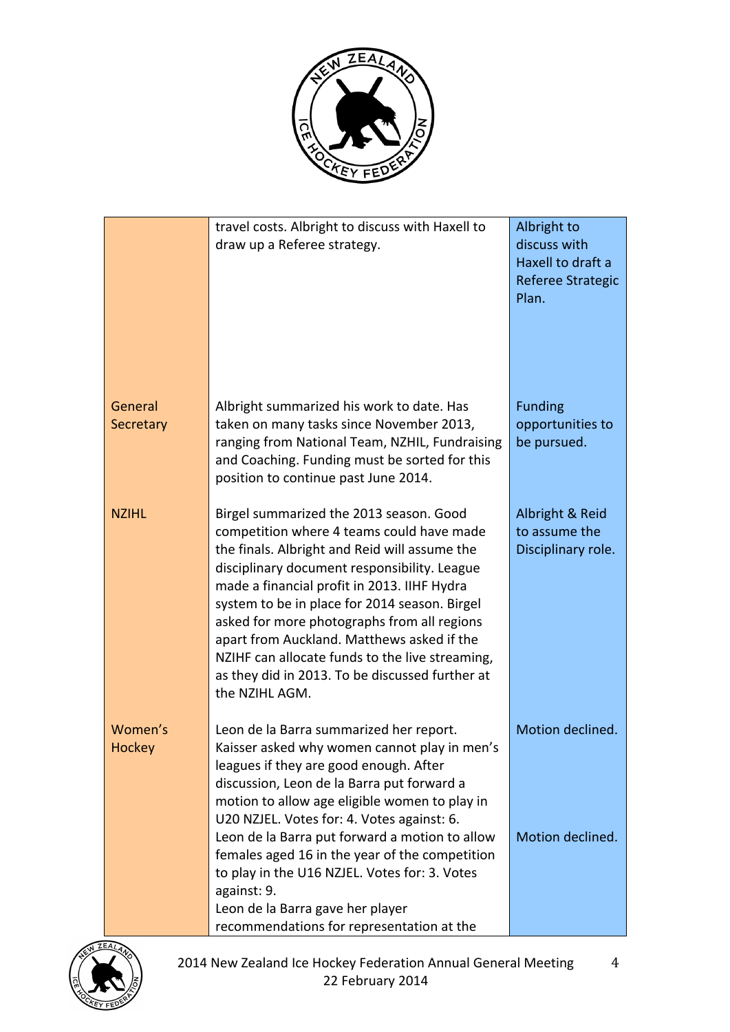| | | |
|---|---|---|
| | travel costs. Albright to discuss with Haxell to draw up a Referee strategy. | Albright to discuss with Haxell to draft a Referee Strategic Plan. |
| General Secretary | Albright summarized his work to date. Has taken on many tasks since November 2013, ranging from National Team, NZHIL, Fundraising and Coaching. Funding must be sorted for this position to continue past June 2014. | Funding opportunities to be pursued. |
| NZIHL | Birgel summarized the 2013 season. Good competition where 4 teams could have made the finals. Albright and Reid will assume the disciplinary document responsibility. League made a financial profit in 2013. IIHF Hydra system to be in place for 2014 season. Birgel asked for more photographs from all regions apart from Auckland. Matthews asked if the NZIHF can allocate funds to the live streaming, as they did in 2013. To be discussed further at the NZIHL AGM. | Albright & Reid to assume the Disciplinary role. |
| Women's Hockey | Leon de la Barra summarized her report. Kaisser asked why women cannot play in men's leagues if they are good enough. After discussion, Leon de la Barra put forward a motion to allow age eligible women to play in U20 NZJEL. Votes for: 4. Votes against: 6. | Motion declined. |
| | Leon de la Barra put forward a motion to allow females aged 16 in the year of the competition to play in the U16 NZJEL. Votes for: 3. Votes against: 9. | Motion declined. |
| | Leon de la Barra gave her player recommendations for representation at the | |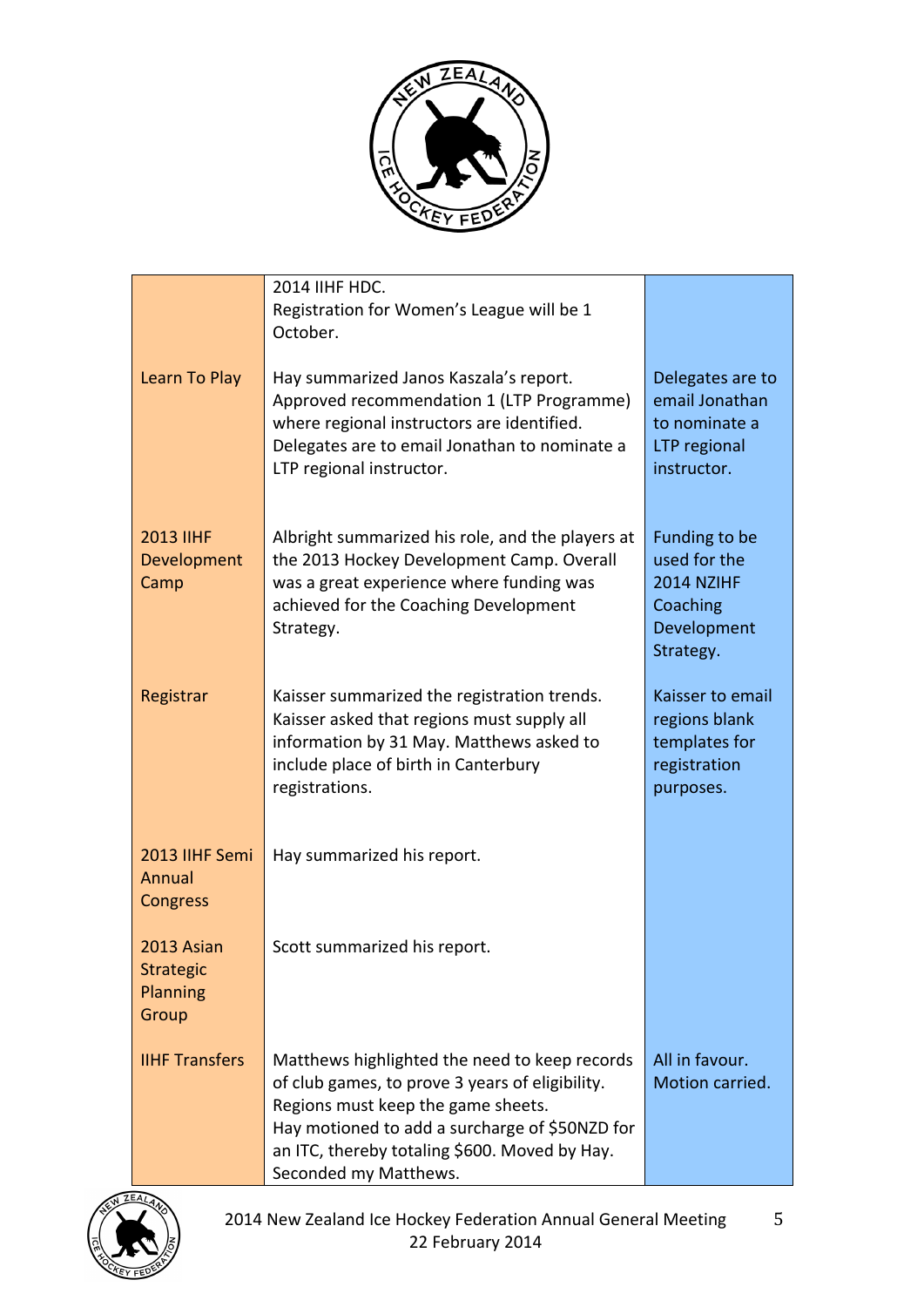| | | |
|---|---|---|
| | 2014 IIHF HDC.<br>Registration for Women's League will be 1 October. | |
| Learn To Play | Hay summarized Janos Kaszala's report. Approved recommendation 1 (LTP Programme) where regional instructors are identified. Delegates are to email Jonathan to nominate a LTP regional instructor. | Delegates are to email Jonathan to nominate a LTP regional instructor. |
| 2013 IIHF Development Camp | Albright summarized his role, and the players at the 2013 Hockey Development Camp. Overall was a great experience where funding was achieved for the Coaching Development Strategy. | Funding to be used for the 2014 NZIHF Coaching Development Strategy. |
| Registrar | Kaisser summarized the registration trends. Kaisser asked that regions must supply all information by 31 May. Matthews asked to include place of birth in Canterbury registrations. | Kaisser to email regions blank templates for registration purposes. |
| 2013 IIHF Semi Annual Congress | Hay summarized his report. | |
| 2013 Asian Strategic Planning Group | Scott summarized his report. | |
| IIHF Transfers | Matthews highlighted the need to keep records of club games, to prove 3 years of eligibility. Regions must keep the game sheets.<br>Hay motioned to add a surcharge of $50NZD for an ITC, thereby totaling $600. Moved by Hay. Seconded my Matthews. | All in favour. Motion carried. |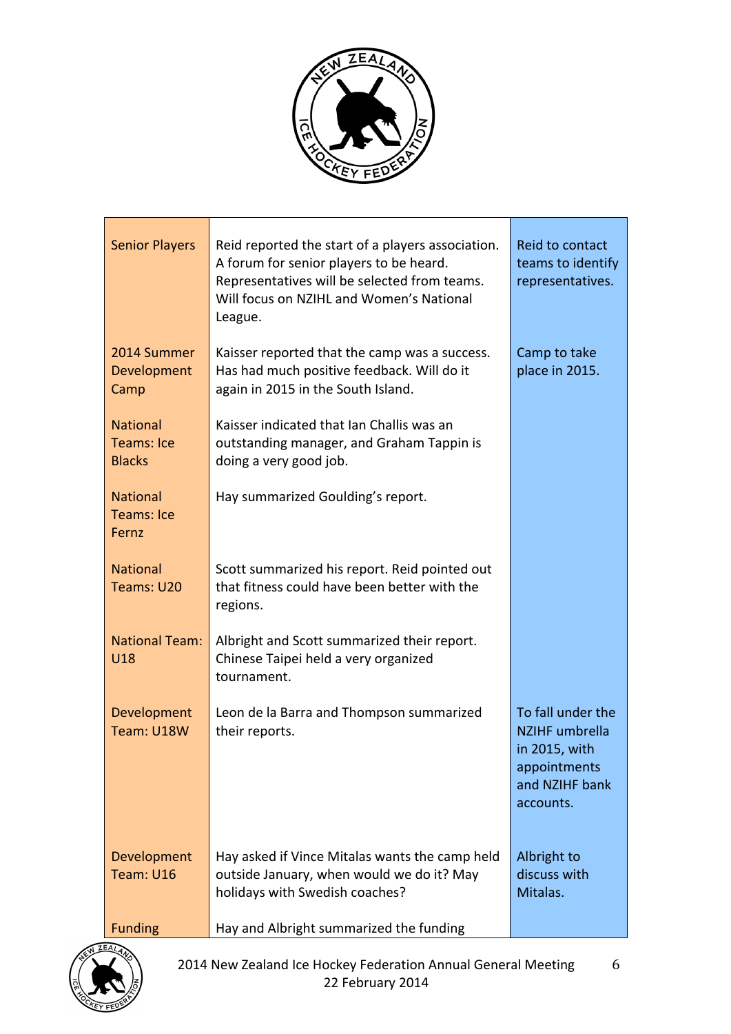| | | |
|---|---|---|
| Senior Players | Reid reported the start of a players association. A forum for senior players to be heard. Representatives will be selected from teams. Will focus on NZIHL and Women's National League. | Reid to contact teams to identify representatives. |
| 2014 Summer Development Camp | Kaisser reported that the camp was a success. Has had much positive feedback. Will do it again in 2015 in the South Island. | Camp to take place in 2015. |
| National Teams: Ice Blacks | Kaisser indicated that Ian Challis was an outstanding manager, and Graham Tappin is doing a very good job. | |
| National Teams: Ice Fernz | Hay summarized Goulding's report. | |
| National Teams: U20 | Scott summarized his report. Reid pointed out that fitness could have been better with the regions. | |
| National Team: U18 | Albright and Scott summarized their report. Chinese Taipei held a very organized tournament. | |
| Development Team: U18W | Leon de la Barra and Thompson summarized their reports. | To fall under the NZIHF umbrella in 2015, with appointments and NZIHF bank accounts. |
| Development Team: U16 | Hay asked if Vince Mitalas wants the camp held outside January, when would we do it? May holidays with Swedish coaches? | Albright to discuss with Mitalas. |
| Funding | Hay and Albright summarized the funding | |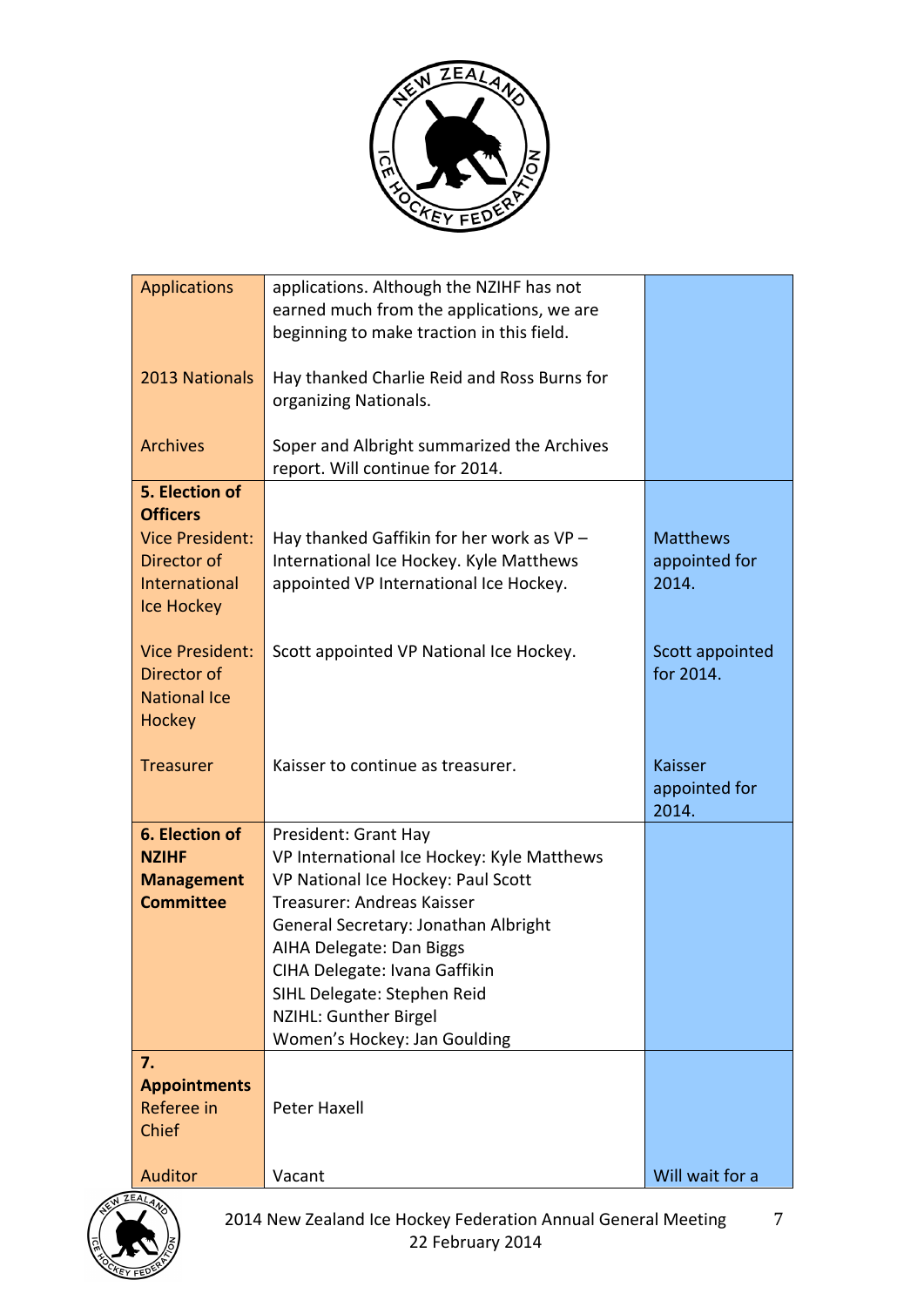| | | |
|---|---|---|
| Applications | applications. Although the NZIHF has not earned much from the applications, we are beginning to make traction in this field. | |
| 2013 Nationals | Hay thanked Charlie Reid and Ross Burns for organizing Nationals. | |
| Archives | Soper and Albright summarized the Archives report. Will continue for 2014. | |
| **5. Election of Officers**<br>Vice President: Director of International Ice Hockey | Hay thanked Gaffikin for her work as VP – International Ice Hockey. Kyle Matthews appointed VP International Ice Hockey. | Matthews appointed for 2014. |
| Vice President: Director of National Ice Hockey | Scott appointed VP National Ice Hockey. | Scott appointed for 2014. |
| Treasurer | Kaisser to continue as treasurer. | Kaisser appointed for 2014. |
| **6. Election of NZIHF Management Committee** | President: Grant Hay<br>VP International Ice Hockey: Kyle Matthews<br>VP National Ice Hockey: Paul Scott<br>Treasurer: Andreas Kaisser<br>General Secretary: Jonathan Albright<br>AIHA Delegate: Dan Biggs<br>CIHA Delegate: Ivana Gaffikin<br>SIHL Delegate: Stephen Reid<br>NZIHL: Gunther Birgel<br>Women's Hockey: Jan Goulding | |
| **7. Appointments**<br>Referee in Chief | Peter Haxell | |
| Auditor | Vacant | Will wait for a |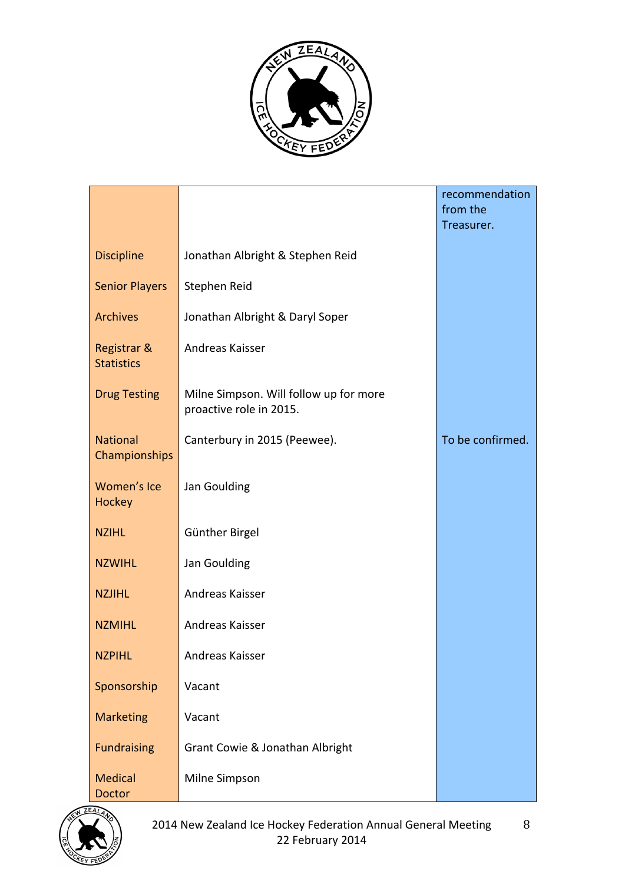| | | |
|---|---|---|
| | | recommendation from the Treasurer. |
| Discipline | Jonathan Albright & Stephen Reid | |
| Senior Players | Stephen Reid | |
| Archives | Jonathan Albright & Daryl Soper | |
| Registrar & Statistics | Andreas Kaisser | |
| Drug Testing | Milne Simpson. Will follow up for more proactive role in 2015. | |
| National Championships | Canterbury in 2015 (Peewee). | To be confirmed. |
| Women's Ice Hockey | Jan Goulding | |
| NZIHL | Günther Birgel | |
| NZWIHL | Jan Goulding | |
| NZJIHL | Andreas Kaisser | |
| NZMIHL | Andreas Kaisser | |
| NZPIHL | Andreas Kaisser | |
| Sponsorship | Vacant | |
| Marketing | Vacant | |
| Fundraising | Grant Cowie & Jonathan Albright | |
| Medical Doctor | Milne Simpson | |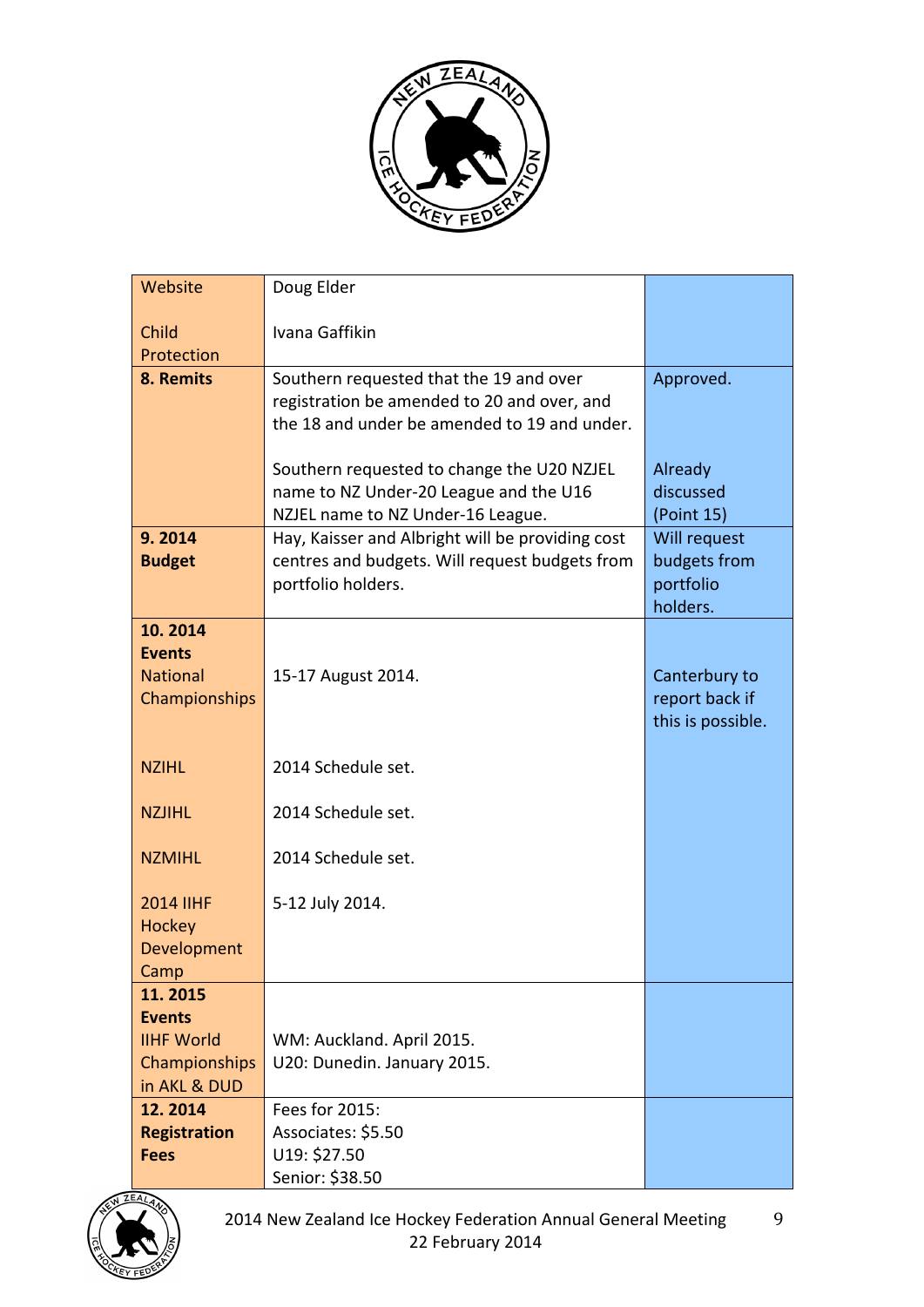| | | |
|---|---|---|
| Website<br><br>Child Protection | Doug Elder<br><br>Ivana Gaffikin | |
| **8. Remits** | Southern requested that the 19 and over registration be amended to 20 and over, and the 18 and under be amended to 19 and under.<br><br>Southern requested to change the U20 NZJEL name to NZ Under-20 League and the U16 NZJEL name to NZ Under-16 League. | Approved.<br><br>Already discussed (Point 15) |
| **9. 2014 Budget** | Hay, Kaisser and Albright will be providing cost centres and budgets. Will request budgets from portfolio holders. | Will request budgets from portfolio holders. |
| **10. 2014 Events**<br>National Championships<br><br>NZIHL<br><br>NZJIHL<br><br>NZMIHL<br><br>2014 IIHF Hockey Development Camp | 15-17 August 2014.<br><br>2014 Schedule set.<br><br>2014 Schedule set.<br><br>2014 Schedule set.<br><br>5-12 July 2014. | Canterbury to report back if this is possible. |
| **11. 2015 Events**<br>IIHF World Championships in AKL & DUD | WM: Auckland. April 2015.<br>U20: Dunedin. January 2015. | |
| **12. 2014 Registration Fees** | Fees for 2015:<br>Associates: $5.50<br>U19: $27.50<br>Senior: $38.50 | |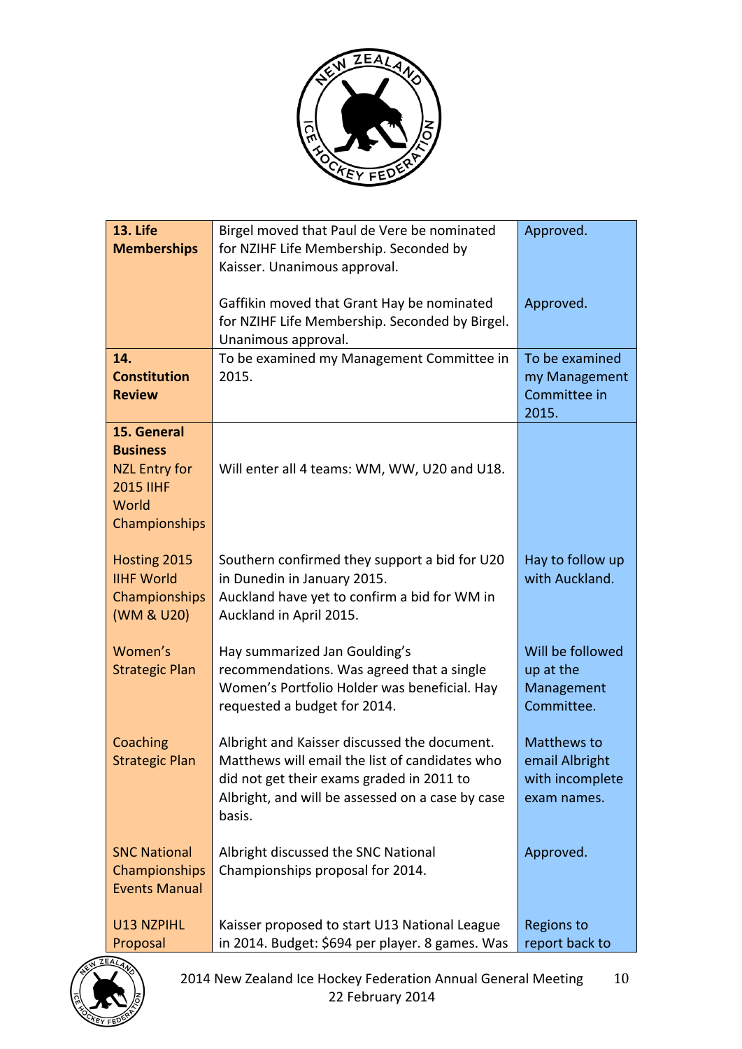| **13. Life Memberships** | Birgel moved that Paul de Vere be nominated for NZIHF Life Membership. Seconded by Kaisser. Unanimous approval.<br><br>Gaffikin moved that Grant Hay be nominated for NZIHF Life Membership. Seconded by Birgel. Unanimous approval. | Approved.<br><br>Approved. |
|---|---|---|
| **14. Constitution Review** | To be examined my Management Committee in 2015. | To be examined my Management Committee in 2015. |
| **15. General Business**<br>NZL Entry for 2015 IIHF World Championships | Will enter all 4 teams: WM, WW, U20 and U18. | |
| Hosting 2015 IIHF World Championships (WM & U20) | Southern confirmed they support a bid for U20 in Dunedin in January 2015.<br>Auckland have yet to confirm a bid for WM in Auckland in April 2015. | Hay to follow up with Auckland. |
| Women's Strategic Plan | Hay summarized Jan Goulding's recommendations. Was agreed that a single Women's Portfolio Holder was beneficial. Hay requested a budget for 2014. | Will be followed up at the Management Committee. |
| Coaching Strategic Plan | Albright and Kaisser discussed the document. Matthews will email the list of candidates who did not get their exams graded in 2011 to Albright, and will be assessed on a case by case basis. | Matthews to email Albright with incomplete exam names. |
| SNC National Championships Events Manual | Albright discussed the SNC National Championships proposal for 2014. | Approved. |
| U13 NZPIHL Proposal | Kaisser proposed to start U13 National League in 2014. Budget: $694 per player. 8 games. Was | Regions to report back to |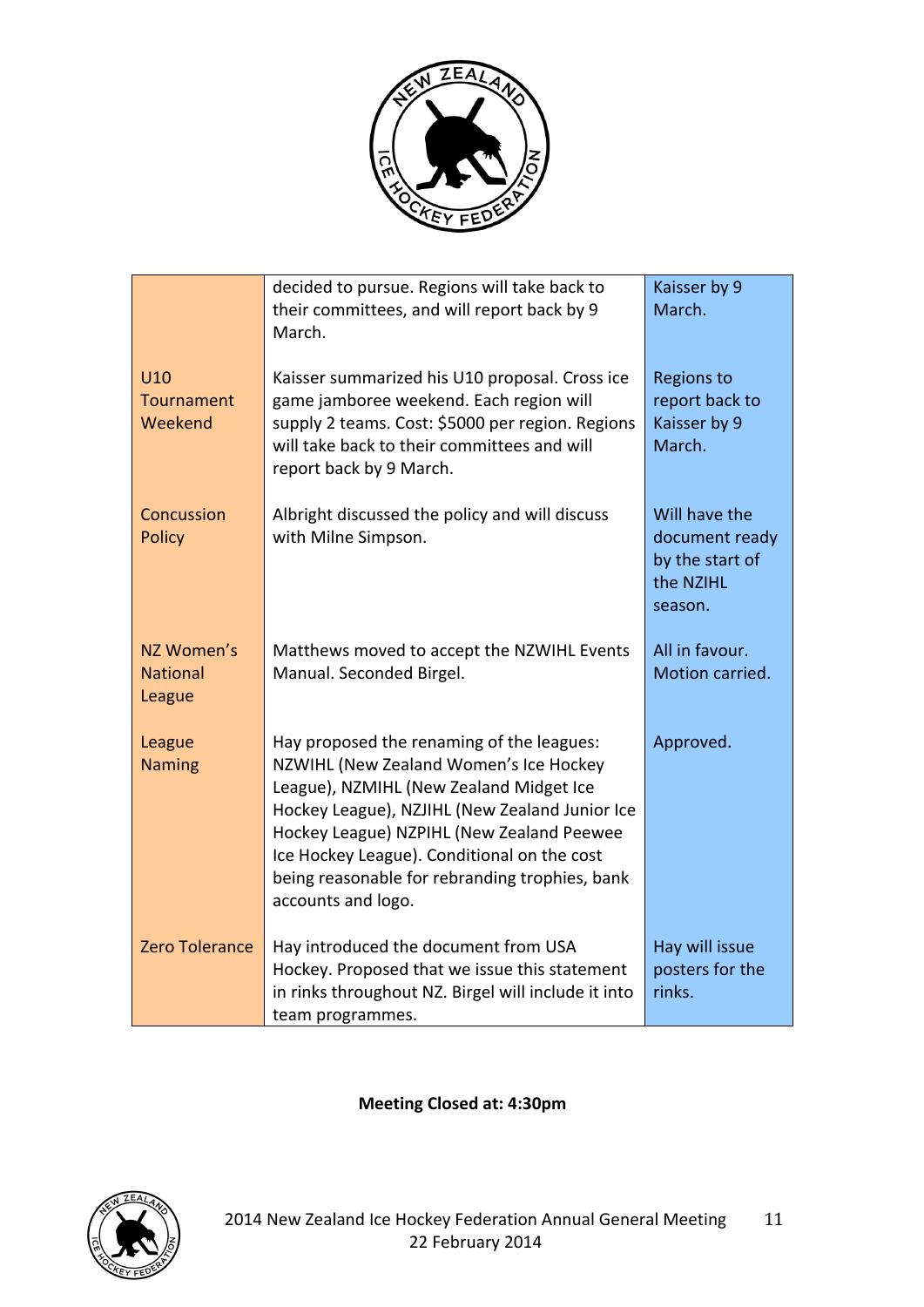| | | |
|---|---|---|
| | decided to pursue. Regions will take back to their committees, and will report back by 9 March. | Kaisser by 9 March. |
| U10 Tournament Weekend | Kaisser summarized his U10 proposal. Cross ice game jamboree weekend. Each region will supply 2 teams. Cost: $5000 per region. Regions will take back to their committees and will report back by 9 March. | Regions to report back to Kaisser by 9 March. |
| Concussion Policy | Albright discussed the policy and will discuss with Milne Simpson. | Will have the document ready by the start of the NZIHL season. |
| NZ Women's National League | Matthews moved to accept the NZWIHL Events Manual. Seconded Birgel. | All in favour. Motion carried. |
| League Naming | Hay proposed the renaming of the leagues: NZWIHL (New Zealand Women's Ice Hockey League), NZMIHL (New Zealand Midget Ice Hockey League), NZJIHL (New Zealand Junior Ice Hockey League) NZPIHL (New Zealand Peewee Ice Hockey League). Conditional on the cost being reasonable for rebranding trophies, bank accounts and logo. | Approved. |
| Zero Tolerance | Hay introduced the document from USA Hockey. Proposed that we issue this statement in rinks throughout NZ. Birgel will include it into team programmes. | Hay will issue posters for the rinks. |

**Meeting Closed at: 4:30pm**